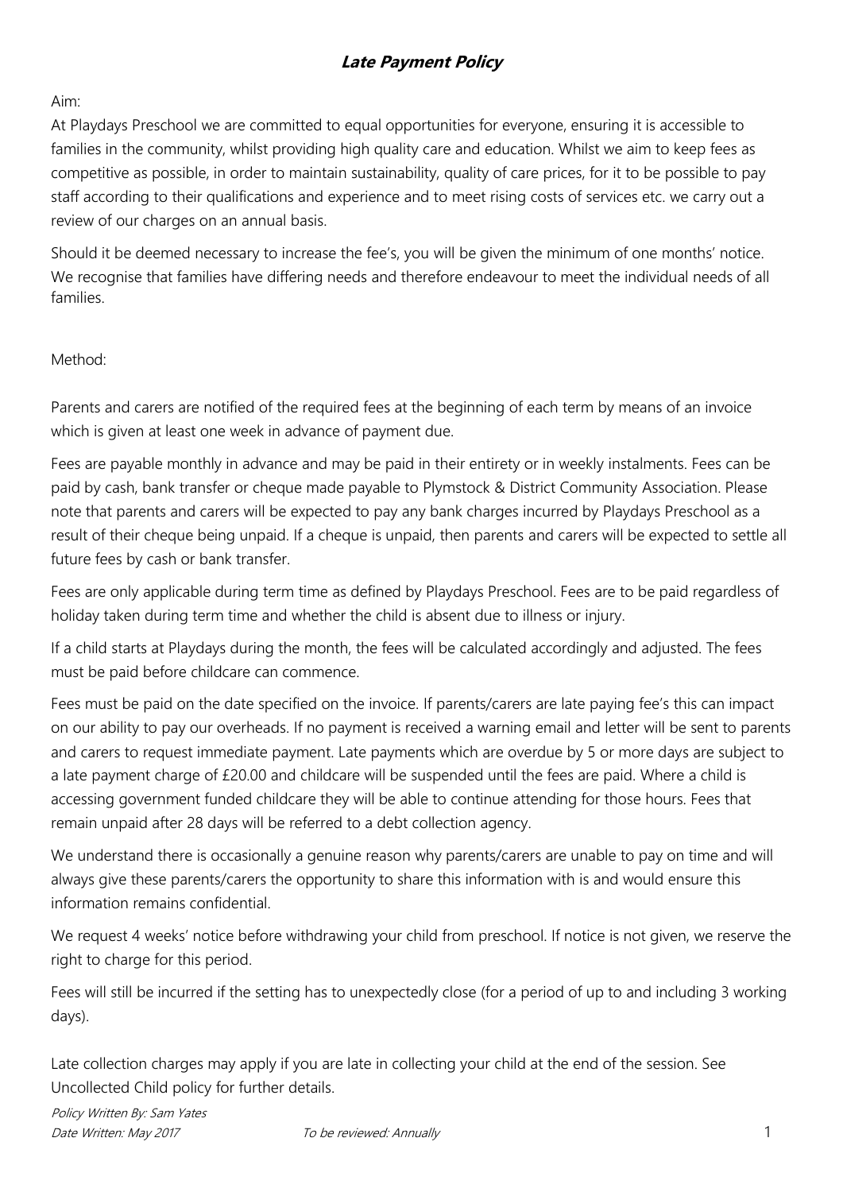# ***Late Payment Policy***

Aim:

At Playdays Preschool we are committed to equal opportunities for everyone, ensuring it is accessible to families in the community, whilst providing high quality care and education. Whilst we aim to keep fees as competitive as possible, in order to maintain sustainability, quality of care prices, for it to be possible to pay staff according to their qualifications and experience and to meet rising costs of services etc. we carry out a review of our charges on an annual basis.

Should it be deemed necessary to increase the fee's, you will be given the minimum of one months' notice. We recognise that families have differing needs and therefore endeavour to meet the individual needs of all families.

Method:

Parents and carers are notified of the required fees at the beginning of each term by means of an invoice which is given at least one week in advance of payment due.

Fees are payable monthly in advance and may be paid in their entirety or in weekly instalments. Fees can be paid by cash, bank transfer or cheque made payable to Plymstock & District Community Association. Please note that parents and carers will be expected to pay any bank charges incurred by Playdays Preschool as a result of their cheque being unpaid. If a cheque is unpaid, then parents and carers will be expected to settle all future fees by cash or bank transfer.

Fees are only applicable during term time as defined by Playdays Preschool. Fees are to be paid regardless of holiday taken during term time and whether the child is absent due to illness or injury.

If a child starts at Playdays during the month, the fees will be calculated accordingly and adjusted. The fees must be paid before childcare can commence.

Fees must be paid on the date specified on the invoice. If parents/carers are late paying fee's this can impact on our ability to pay our overheads. If no payment is received a warning email and letter will be sent to parents and carers to request immediate payment. Late payments which are overdue by 5 or more days are subject to a late payment charge of £20.00 and childcare will be suspended until the fees are paid. Where a child is accessing government funded childcare they will be able to continue attending for those hours. Fees that remain unpaid after 28 days will be referred to a debt collection agency.

We understand there is occasionally a genuine reason why parents/carers are unable to pay on time and will always give these parents/carers the opportunity to share this information with is and would ensure this information remains confidential.

We request 4 weeks' notice before withdrawing your child from preschool. If notice is not given, we reserve the right to charge for this period.

Fees will still be incurred if the setting has to unexpectedly close (for a period of up to and including 3 working days).

Late collection charges may apply if you are late in collecting your child at the end of the session. See Uncollected Child policy for further details.

*Policy Written By: Sam Yates*
*Date Written: May 2017* *To be reviewed: Annually*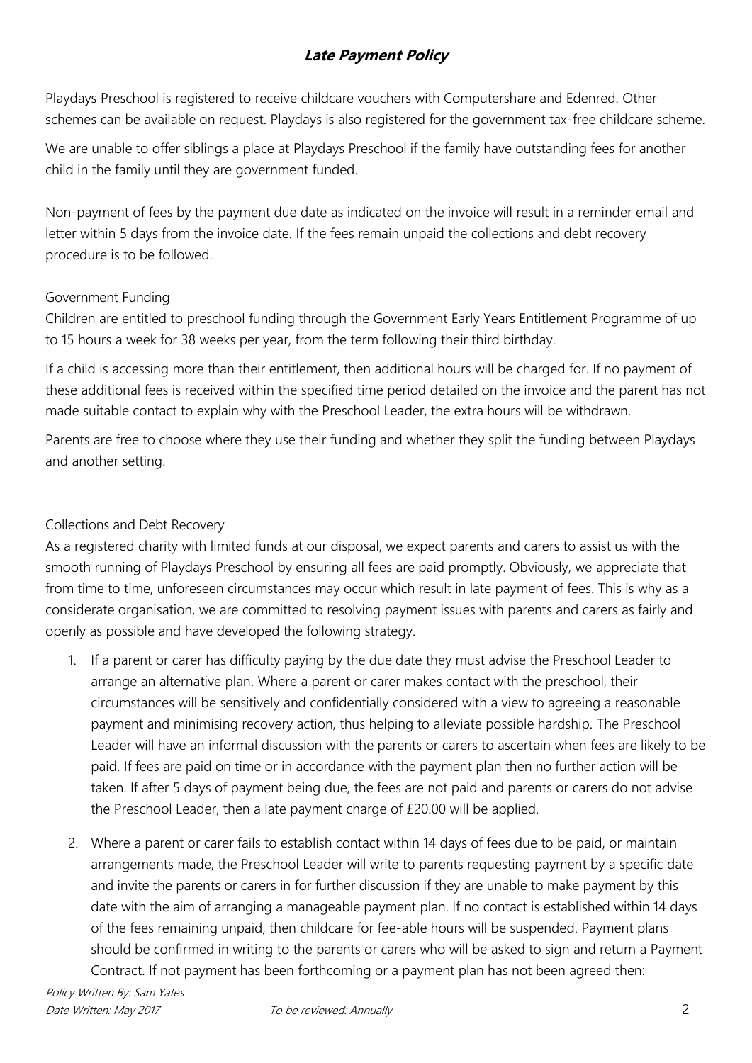## *Late Payment Policy*

Playdays Preschool is registered to receive childcare vouchers with Computershare and Edenred. Other schemes can be available on request. Playdays is also registered for the government tax-free childcare scheme.

We are unable to offer siblings a place at Playdays Preschool if the family have outstanding fees for another child in the family until they are government funded.

Non-payment of fees by the payment due date as indicated on the invoice will result in a reminder email and letter within 5 days from the invoice date. If the fees remain unpaid the collections and debt recovery procedure is to be followed.

### Government Funding

Children are entitled to preschool funding through the Government Early Years Entitlement Programme of up to 15 hours a week for 38 weeks per year, from the term following their third birthday.

If a child is accessing more than their entitlement, then additional hours will be charged for. If no payment of these additional fees is received within the specified time period detailed on the invoice and the parent has not made suitable contact to explain why with the Preschool Leader, the extra hours will be withdrawn.

Parents are free to choose where they use their funding and whether they split the funding between Playdays and another setting.

### Collections and Debt Recovery

As a registered charity with limited funds at our disposal, we expect parents and carers to assist us with the smooth running of Playdays Preschool by ensuring all fees are paid promptly. Obviously, we appreciate that from time to time, unforeseen circumstances may occur which result in late payment of fees. This is why as a considerate organisation, we are committed to resolving payment issues with parents and carers as fairly and openly as possible and have developed the following strategy.

1. If a parent or carer has difficulty paying by the due date they must advise the Preschool Leader to arrange an alternative plan. Where a parent or carer makes contact with the preschool, their circumstances will be sensitively and confidentially considered with a view to agreeing a reasonable payment and minimising recovery action, thus helping to alleviate possible hardship. The Preschool Leader will have an informal discussion with the parents or carers to ascertain when fees are likely to be paid. If fees are paid on time or in accordance with the payment plan then no further action will be taken. If after 5 days of payment being due, the fees are not paid and parents or carers do not advise the Preschool Leader, then a late payment charge of £20.00 will be applied.
2. Where a parent or carer fails to establish contact within 14 days of fees due to be paid, or maintain arrangements made, the Preschool Leader will write to parents requesting payment by a specific date and invite the parents or carers in for further discussion if they are unable to make payment by this date with the aim of arranging a manageable payment plan. If no contact is established within 14 days of the fees remaining unpaid, then childcare for fee-able hours will be suspended. Payment plans should be confirmed in writing to the parents or carers who will be asked to sign and return a Payment Contract. If not payment has been forthcoming or a payment plan has not been agreed then: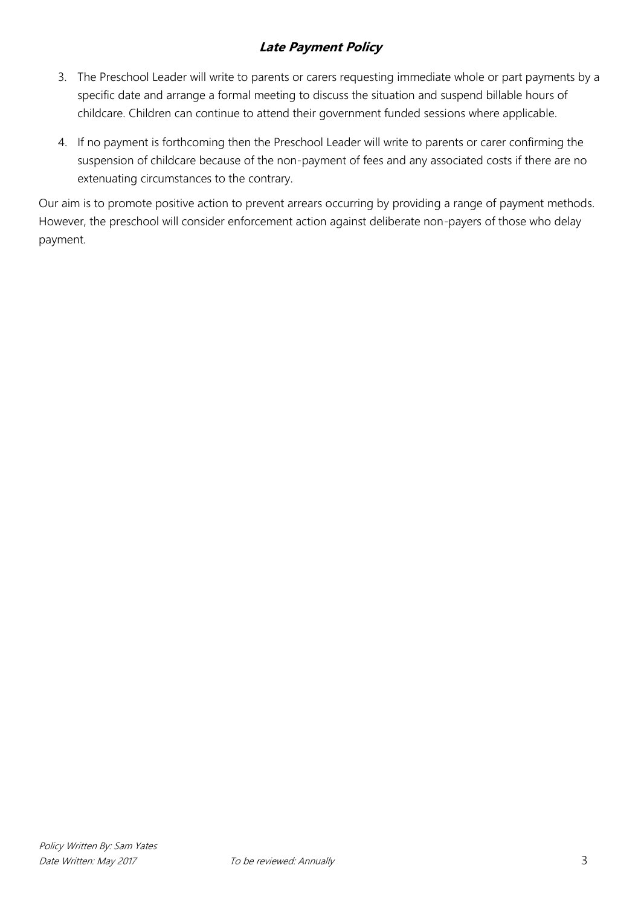3. The Preschool Leader will write to parents or carers requesting immediate whole or part payments by a specific date and arrange a formal meeting to discuss the situation and suspend billable hours of childcare. Children can continue to attend their government funded sessions where applicable.
4. If no payment is forthcoming then the Preschool Leader will write to parents or carer confirming the suspension of childcare because of the non-payment of fees and any associated costs if there are no extenuating circumstances to the contrary.

Our aim is to promote positive action to prevent arrears occurring by providing a range of payment methods. However, the preschool will consider enforcement action against deliberate non-payers of those who delay payment.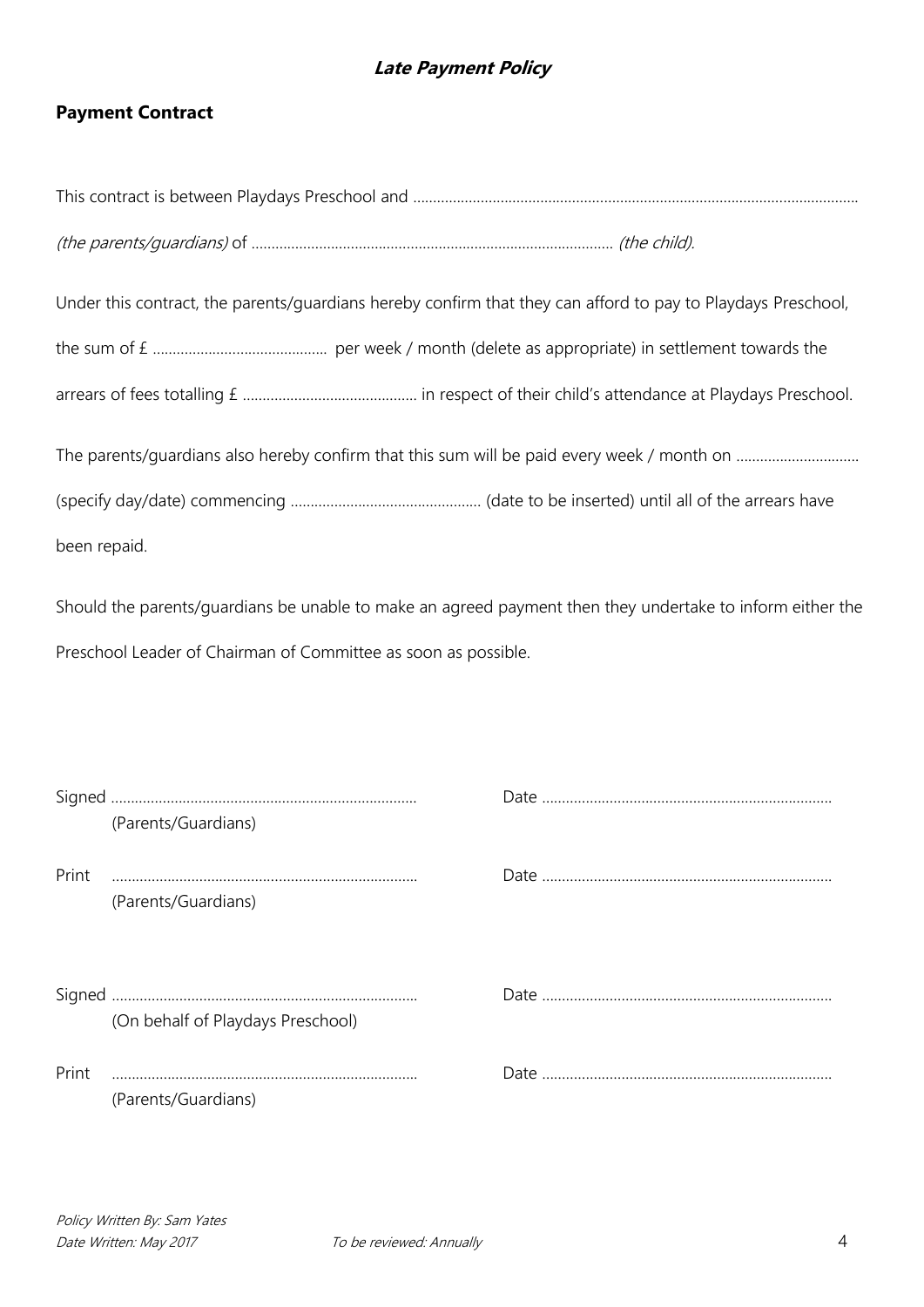**_Late Payment Policy_**

## Payment Contract

This contract is between Playdays Preschool and ……………………………………………………………………………………………………

*(the parents/guardians)* of ………………………………………………………………………………. *(the child).*

Under this contract, the parents/guardians hereby confirm that they can afford to pay to Playdays Preschool, the sum of £ ……………………………………. per week / month (delete as appropriate) in settlement towards the arrears of fees totalling £ ……………………………………. in respect of their child's attendance at Playdays Preschool.

The parents/guardians also hereby confirm that this sum will be paid every week / month on …………………………… (specify day/date) commencing ………………………………………… (date to be inserted) until all of the arrears have been repaid.

Should the parents/guardians be unable to make an agreed payment then they undertake to inform either the Preschool Leader of Chairman of Committee as soon as possible.

Signed ……………………………………………………………… Date …………………………………………………………
(Parents/Guardians)

Print ……………………………………………………………… Date …………………………………………………………
(Parents/Guardians)

Signed ……………………………………………………………… Date …………………………………………………………
(On behalf of Playdays Preschool)

Print ……………………………………………………………… Date …………………………………………………………
(Parents/Guardians)

*Policy Written By: Sam Yates*
*Date Written: May 2017* *To be reviewed: Annually*